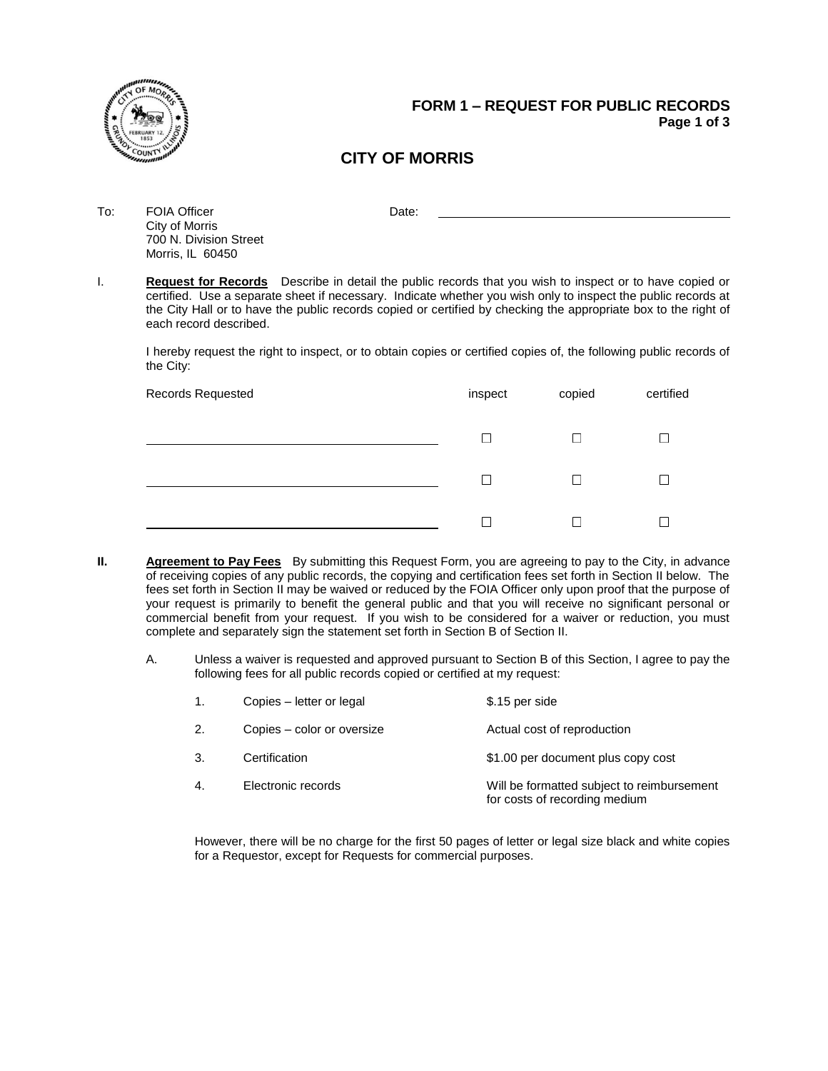# FORM 1 – REQUEST FOR PUBLIC RECORDS

## CITY OF MORRIS

To: FOIA Officer
City of Morris
700 N. Division Street
Morris, IL 60450

Date: ______________________________

I. **Request for Records** Describe in detail the public records that you wish to inspect or to have copied or certified. Use a separate sheet if necessary. Indicate whether you wish only to inspect the public records at the City Hall or to have the public records copied or certified by checking the appropriate box to the right of each record described.

I hereby request the right to inspect, or to obtain copies or certified copies of, the following public records of the City:

| Records Requested | inspect | copied | certified |
|---|---|---|---|
| ______________________________ | ☐ | ☐ | ☐ |
| ______________________________ | ☐ | ☐ | ☐ |
| ______________________________ | ☐ | ☐ | ☐ |

**II. Agreement to Pay Fees** By submitting this Request Form, you are agreeing to pay to the City, in advance of receiving copies of any public records, the copying and certification fees set forth in Section II below. The fees set forth in Section II may be waived or reduced by the FOIA Officer only upon proof that the purpose of your request is primarily to benefit the general public and that you will receive no significant personal or commercial benefit from your request. If you wish to be considered for a waiver or reduction, you must complete and separately sign the statement set forth in Section B of Section II.

A. Unless a waiver is requested and approved pursuant to Section B of this Section, I agree to pay the following fees for all public records copied or certified at my request:

| | | |
|---|---|---|
| 1. | Copies – letter or legal | $.15 per side |
| 2. | Copies – color or oversize | Actual cost of reproduction |
| 3. | Certification | $1.00 per document plus copy cost |
| 4. | Electronic records | Will be formatted subject to reimbursement for costs of recording medium |

However, there will be no charge for the first 50 pages of letter or legal size black and white copies for a Requestor, except for Requests for commercial purposes.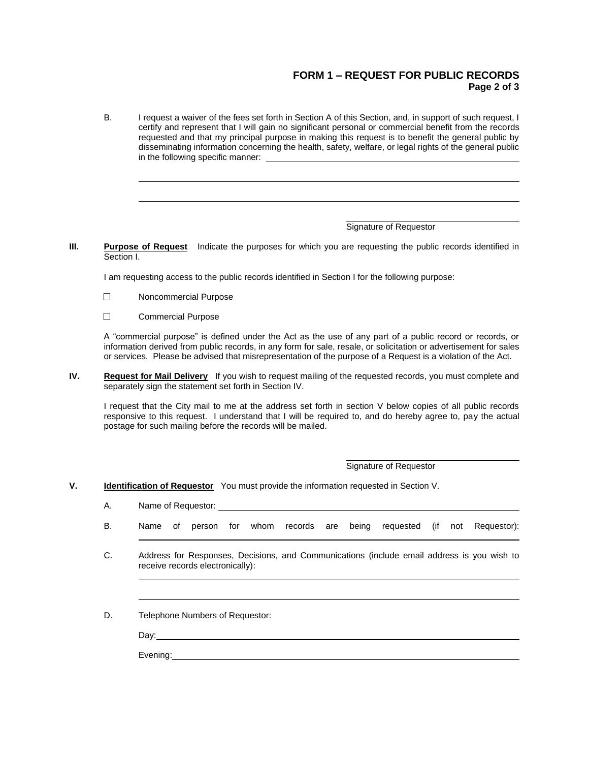# FORM 1 – REQUEST FOR PUBLIC RECORDS

B. I request a waiver of the fees set forth in Section A of this Section, and, in support of such request, I certify and represent that I will gain no significant personal or commercial benefit from the records requested and that my principal purpose in making this request is to benefit the general public by disseminating information concerning the health, safety, welfare, or legal rights of the general public in the following specific manner: ______________________________

______________________________

______________________________

______________________________
Signature of Requestor

**III.** **Purpose of Request** Indicate the purposes for which you are requesting the public records identified in Section I.

I am requesting access to the public records identified in Section I for the following purpose:

☐ Noncommercial Purpose

☐ Commercial Purpose

A "commercial purpose" is defined under the Act as the use of any part of a public record or records, or information derived from public records, in any form for sale, resale, or solicitation or advertisement for sales or services. Please be advised that misrepresentation of the purpose of a Request is a violation of the Act.

**IV.** **Request for Mail Delivery** If you wish to request mailing of the requested records, you must complete and separately sign the statement set forth in Section IV.

I request that the City mail to me at the address set forth in section V below copies of all public records responsive to this request. I understand that I will be required to, and do hereby agree to, pay the actual postage for such mailing before the records will be mailed.

______________________________
Signature of Requestor

**V.** **Identification of Requestor** You must provide the information requested in Section V.

A. Name of Requestor: ______________________________

B. Name of person for whom records are being requested (if not Requestor): ______________________________

C. Address for Responses, Decisions, and Communications (include email address is you wish to receive records electronically):

______________________________

______________________________

D. Telephone Numbers of Requestor:

Day: ______________________________

Evening: ______________________________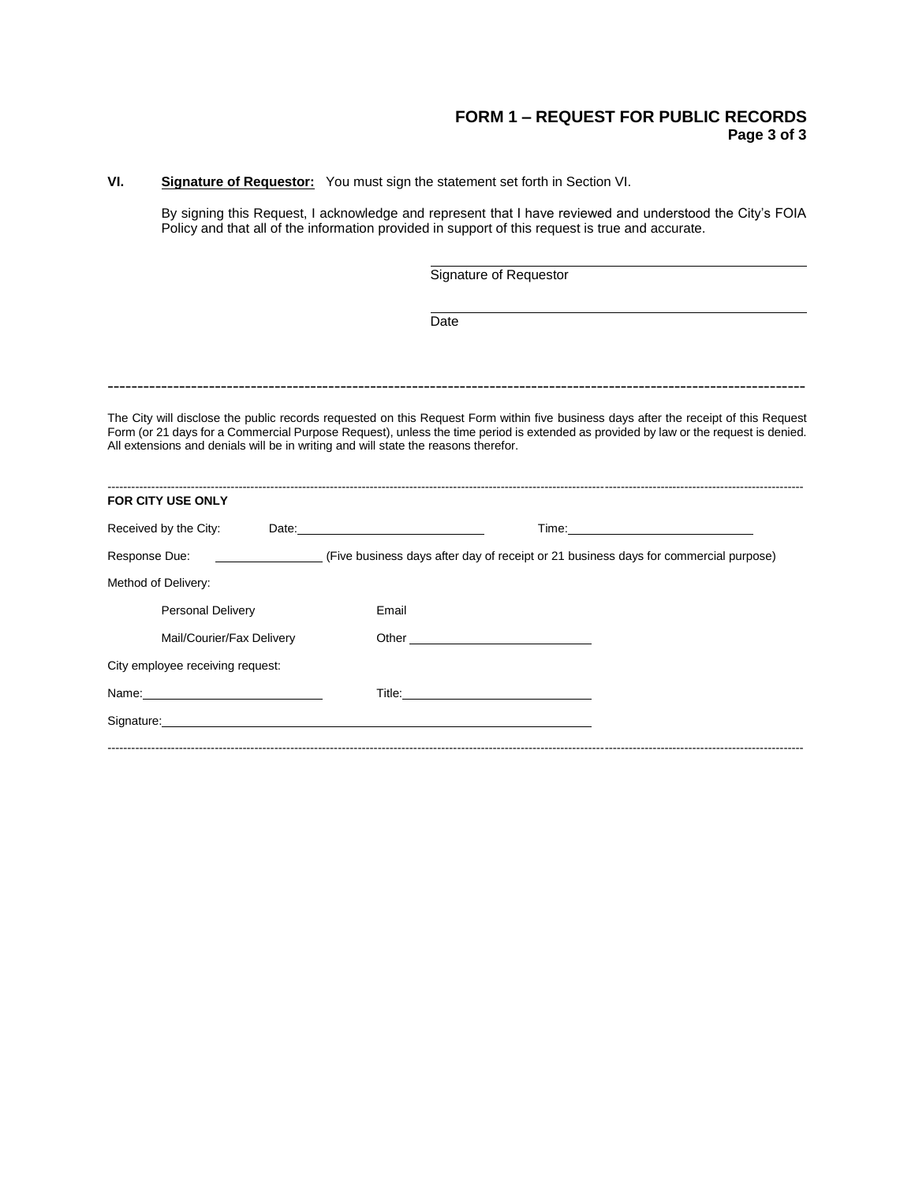# FORM 1 – REQUEST FOR PUBLIC RECORDS

**VI.** **Signature of Requestor:** You must sign the statement set forth in Section VI.

By signing this Request, I acknowledge and represent that I have reviewed and understood the City's FOIA Policy and that all of the information provided in support of this request is true and accurate.

\_\_\_\_\_\_\_\_\_\_\_\_\_\_\_\_\_\_\_\_\_\_\_\_\_\_\_\_\_\_\_\_\_\_\_\_\_\_\_\_\_\_
Signature of Requestor

\_\_\_\_\_\_\_\_\_\_\_\_\_\_\_\_\_\_\_\_\_\_\_\_\_\_\_\_\_\_\_\_\_\_\_\_\_\_\_\_\_\_
Date

---

The City will disclose the public records requested on this Request Form within five business days after the receipt of this Request Form (or 21 days for a Commercial Purpose Request), unless the time period is extended as provided by law or the request is denied. All extensions and denials will be in writing and will state the reasons therefor.

---

**FOR CITY USE ONLY**

Received by the City: Date:\_\_\_\_\_\_\_\_\_\_\_\_\_\_\_\_\_\_\_\_\_\_\_\_ Time:\_\_\_\_\_\_\_\_\_\_\_\_\_\_\_\_\_\_\_\_\_\_\_\_

Response Due: \_\_\_\_\_\_\_\_\_\_\_\_\_\_ (Five business days after day of receipt or 21 business days for commercial purpose)

Method of Delivery:

Personal Delivery    Email

Mail/Courier/Fax Delivery    Other \_\_\_\_\_\_\_\_\_\_\_\_\_\_\_\_\_\_\_\_\_\_\_\_

City employee receiving request:

Name:\_\_\_\_\_\_\_\_\_\_\_\_\_\_\_\_\_\_\_\_\_\_\_\_ Title:\_\_\_\_\_\_\_\_\_\_\_\_\_\_\_\_\_\_\_\_\_\_\_\_

Signature:\_\_\_\_\_\_\_\_\_\_\_\_\_\_\_\_\_\_\_\_\_\_\_\_\_\_\_\_\_\_\_\_\_\_\_\_\_\_\_\_\_\_\_\_\_\_\_\_\_\_\_\_

---